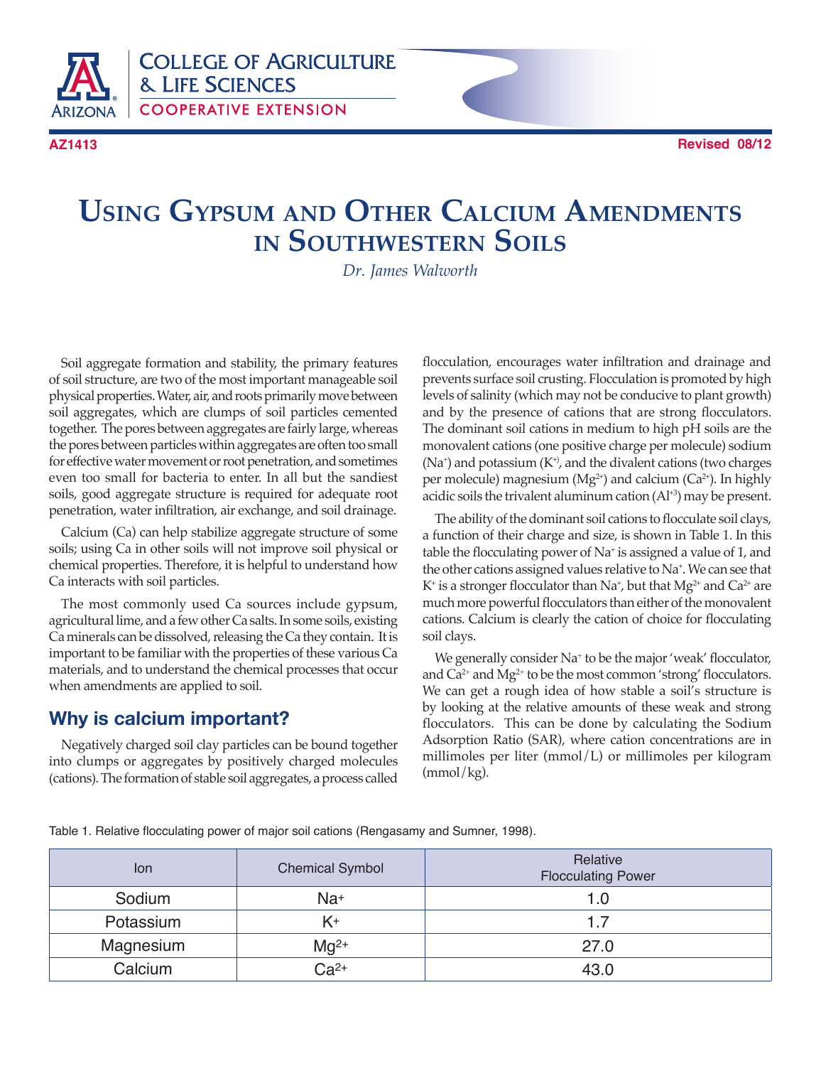COLLEGE OF AGRICULTURE & LIFE SCIENCES
COOPERATIVE EXTENSION

AZ1413

Revised 08/12

# Using Gypsum and Other Calcium Amendments in Southwestern Soils

*Dr. James Walworth*

Soil aggregate formation and stability, the primary features of soil structure, are two of the most important manageable soil physical properties. Water, air, and roots primarily move between soil aggregates, which are clumps of soil particles cemented together. The pores between aggregates are fairly large, whereas the pores between particles within aggregates are often too small for effective water movement or root penetration, and sometimes even too small for bacteria to enter. In all but the sandiest soils, good aggregate structure is required for adequate root penetration, water infiltration, air exchange, and soil drainage.

Calcium (Ca) can help stabilize aggregate structure of some soils; using Ca in other soils will not improve soil physical or chemical properties. Therefore, it is helpful to understand how Ca interacts with soil particles.

The most commonly used Ca sources include gypsum, agricultural lime, and a few other Ca salts. In some soils, existing Ca minerals can be dissolved, releasing the Ca they contain. It is important to be familiar with the properties of these various Ca materials, and to understand the chemical processes that occur when amendments are applied to soil.

## Why is calcium important?

Negatively charged soil clay particles can be bound together into clumps or aggregates by positively charged molecules (cations). The formation of stable soil aggregates, a process called flocculation, encourages water infiltration and drainage and prevents surface soil crusting. Flocculation is promoted by high levels of salinity (which may not be conducive to plant growth) and by the presence of cations that are strong flocculators. The dominant soil cations in medium to high pH soils are the monovalent cations (one positive charge per molecule) sodium ($Na^+$) and potassium ($K^+$), and the divalent cations (two charges per molecule) magnesium ($Mg^{2+}$) and calcium ($Ca^{2+}$). In highly acidic soils the trivalent aluminum cation ($Al^{+3}$) may be present.

The ability of the dominant soil cations to flocculate soil clays, a function of their charge and size, is shown in Table 1. In this table the flocculating power of $Na^+$ is assigned a value of 1, and the other cations assigned values relative to $Na^+$. We can see that $K^+$ is a stronger flocculator than $Na^+$, but that $Mg^{2+}$ and $Ca^{2+}$ are much more powerful flocculators than either of the monovalent cations. Calcium is clearly the cation of choice for flocculating soil clays.

We generally consider $Na^+$ to be the major 'weak' flocculator, and $Ca^{2+}$ and $Mg^{2+}$ to be the most common 'strong' flocculators. We can get a rough idea of how stable a soil's structure is by looking at the relative amounts of these weak and strong flocculators. This can be done by calculating the Sodium Adsorption Ratio (SAR), where cation concentrations are in millimoles per liter (mmol/L) or millimoles per kilogram (mmol/kg).

Table 1. Relative flocculating power of major soil cations (Rengasamy and Sumner, 1998).

| Ion | Chemical Symbol | Relative Flocculating Power |
|---|---|---|
| Sodium | $Na^+$ | 1.0 |
| Potassium | $K^+$ | 1.7 |
| Magnesium | $Mg^{2+}$ | 27.0 |
| Calcium | $Ca^{2+}$ | 43.0 |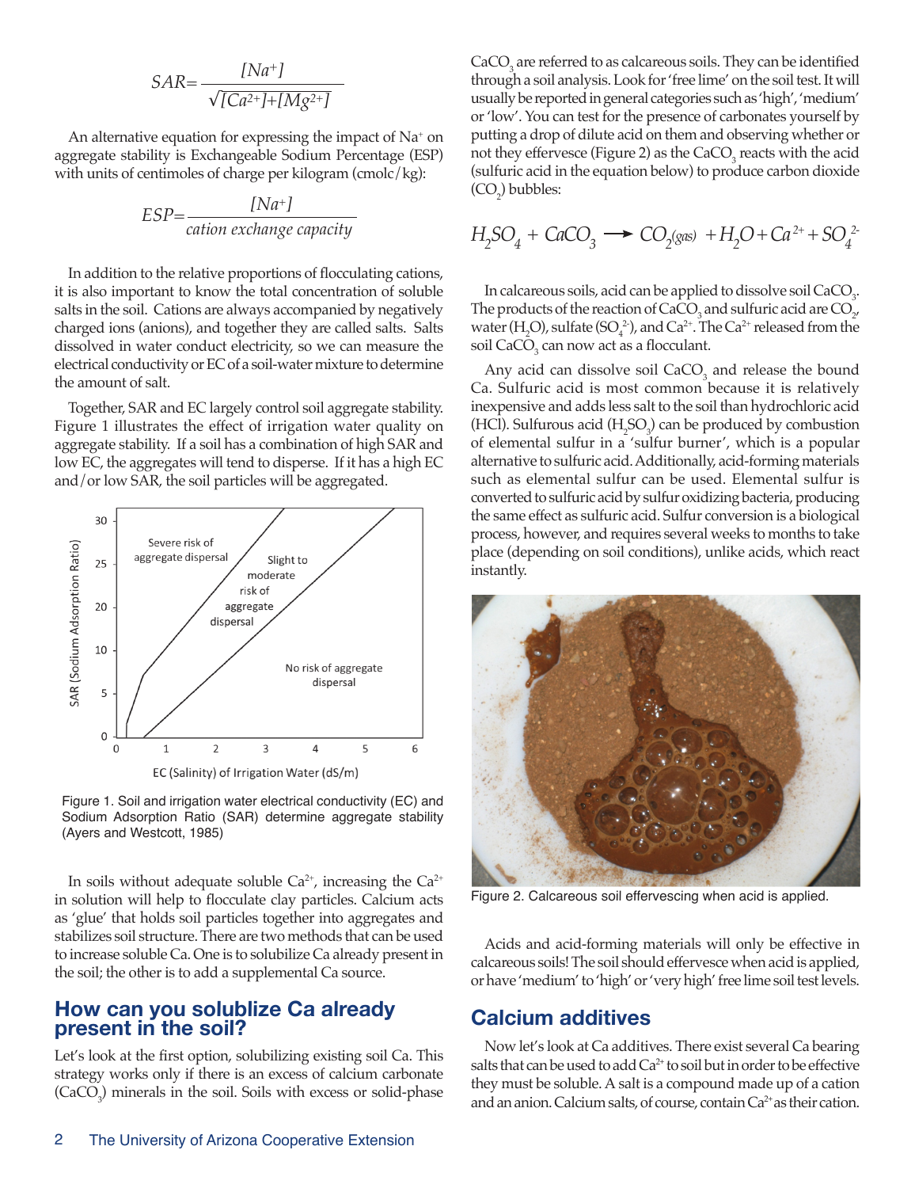$$SAR = \frac{[Na^+]}{\sqrt{[Ca^{2+}]+[Mg^{2+}]}}$$

An alternative equation for expressing the impact of $Na^+$ on aggregate stability is Exchangeable Sodium Percentage (ESP) with units of centimoles of charge per kilogram (cmolc/kg):

$$ESP = \frac{[Na^+]}{cation\ exchange\ capacity}$$

In addition to the relative proportions of flocculating cations, it is also important to know the total concentration of soluble salts in the soil. Cations are always accompanied by negatively charged ions (anions), and together they are called salts. Salts dissolved in water conduct electricity, so we can measure the electrical conductivity or EC of a soil-water mixture to determine the amount of salt.

Together, SAR and EC largely control soil aggregate stability. Figure 1 illustrates the effect of irrigation water quality on aggregate stability. If a soil has a combination of high SAR and low EC, the aggregates will tend to disperse. If it has a high EC and/or low SAR, the soil particles will be aggregated.

Figure 1. Soil and irrigation water electrical conductivity (EC) and Sodium Adsorption Ratio (SAR) determine aggregate stability (Ayers and Westcott, 1985)

In soils without adequate soluble $Ca^{2+}$, increasing the $Ca^{2+}$ in solution will help to flocculate clay particles. Calcium acts as 'glue' that holds soil particles together into aggregates and stabilizes soil structure. There are two methods that can be used to increase soluble Ca. One is to solubilize Ca already present in the soil; the other is to add a supplemental Ca source.

## How can you solublize Ca already present in the soil?

Let's look at the first option, solubilizing existing soil Ca. This strategy works only if there is an excess of calcium carbonate ($CaCO_3$) minerals in the soil. Soils with excess or solid-phase $CaCO_3$ are referred to as calcareous soils. They can be identified through a soil analysis. Look for 'free lime' on the soil test. It will usually be reported in general categories such as 'high', 'medium' or 'low'. You can test for the presence of carbonates yourself by putting a drop of dilute acid on them and observing whether or not they effervesce (Figure 2) as the $CaCO_3$ reacts with the acid (sulfuric acid in the equation below) to produce carbon dioxide ($CO_2$) bubbles:

$$H_2SO_4 + CaCO_3 \longrightarrow CO_{2(gas)} + H_2O + Ca^{2+} + SO_4^{2-}$$

In calcareous soils, acid can be applied to dissolve soil $CaCO_3$. The products of the reaction of $CaCO_3$ and sulfuric acid are $CO_2$, water ($H_2O$), sulfate ($SO_4^{2-}$), and $Ca^{2+}$. The $Ca^{2+}$ released from the soil $CaCO_3$ can now act as a flocculant.

Any acid can dissolve soil $CaCO_3$ and release the bound Ca. Sulfuric acid is most common because it is relatively inexpensive and adds less salt to the soil than hydrochloric acid (HCl). Sulfurous acid ($H_2SO_3$) can be produced by combustion of elemental sulfur in a 'sulfur burner', which is a popular alternative to sulfuric acid. Additionally, acid-forming materials such as elemental sulfur can be used. Elemental sulfur is converted to sulfuric acid by sulfur oxidizing bacteria, producing the same effect as sulfuric acid. Sulfur conversion is a biological process, however, and requires several weeks to months to take place (depending on soil conditions), unlike acids, which react instantly.

Figure 2. Calcareous soil effervescing when acid is applied.

Acids and acid-forming materials will only be effective in calcareous soils! The soil should effervesce when acid is applied, or have 'medium' to 'high' or 'very high' free lime soil test levels.

## Calcium additives

Now let's look at Ca additives. There exist several Ca bearing salts that can be used to add $Ca^{2+}$ to soil but in order to be effective they must be soluble. A salt is a compound made up of a cation and an anion. Calcium salts, of course, contain $Ca^{2+}$ as their cation.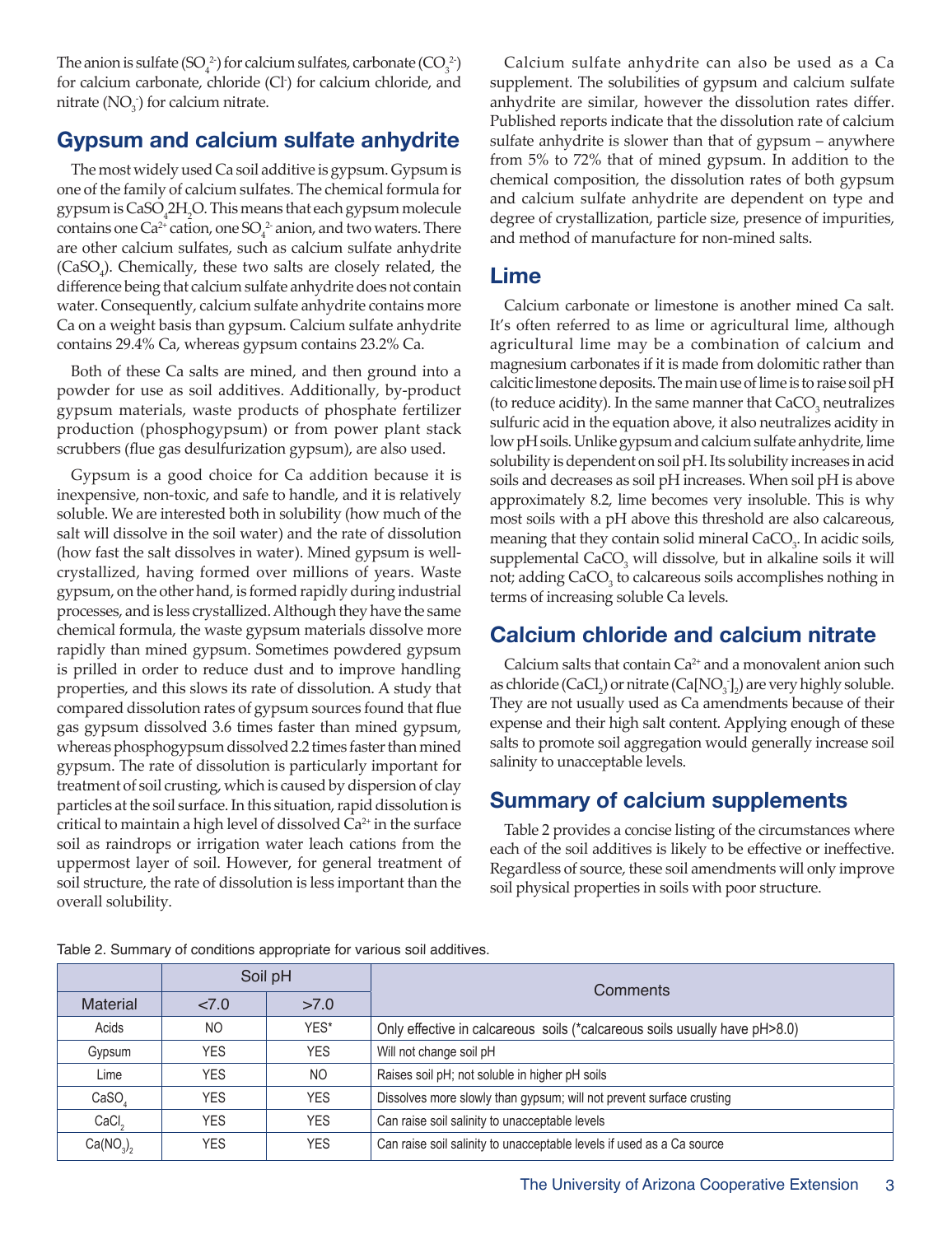The anion is sulfate ($SO_4^{2-}$) for calcium sulfates, carbonate ($CO_3^{2-}$) for calcium carbonate, chloride ($Cl^-$) for calcium chloride, and nitrate ($NO_3^-$) for calcium nitrate.

## Gypsum and calcium sulfate anhydrite

The most widely used Ca soil additive is gypsum. Gypsum is one of the family of calcium sulfates. The chemical formula for gypsum is $CaSO_4 2H_2O$. This means that each gypsum molecule contains one $Ca^{2+}$ cation, one $SO_4^{2-}$ anion, and two waters. There are other calcium sulfates, such as calcium sulfate anhydrite ($CaSO_4$). Chemically, these two salts are closely related, the difference being that calcium sulfate anhydrite does not contain water. Consequently, calcium sulfate anhydrite contains more Ca on a weight basis than gypsum. Calcium sulfate anhydrite contains 29.4% Ca, whereas gypsum contains 23.2% Ca.

Both of these Ca salts are mined, and then ground into a powder for use as soil additives. Additionally, by-product gypsum materials, waste products of phosphate fertilizer production (phosphogypsum) or from power plant stack scrubbers (flue gas desulfurization gypsum), are also used.

Gypsum is a good choice for Ca addition because it is inexpensive, non-toxic, and safe to handle, and it is relatively soluble. We are interested both in solubility (how much of the salt will dissolve in the soil water) and the rate of dissolution (how fast the salt dissolves in water). Mined gypsum is well-crystallized, having formed over millions of years. Waste gypsum, on the other hand, is formed rapidly during industrial processes, and is less crystallized. Although they have the same chemical formula, the waste gypsum materials dissolve more rapidly than mined gypsum. Sometimes powdered gypsum is prilled in order to reduce dust and to improve handling properties, and this slows its rate of dissolution. A study that compared dissolution rates of gypsum sources found that flue gas gypsum dissolved 3.6 times faster than mined gypsum, whereas phosphogypsum dissolved 2.2 times faster than mined gypsum. The rate of dissolution is particularly important for treatment of soil crusting, which is caused by dispersion of clay particles at the soil surface. In this situation, rapid dissolution is critical to maintain a high level of dissolved $Ca^{2+}$ in the surface soil as raindrops or irrigation water leach cations from the uppermost layer of soil. However, for general treatment of soil structure, the rate of dissolution is less important than the overall solubility.

Calcium sulfate anhydrite can also be used as a Ca supplement. The solubilities of gypsum and calcium sulfate anhydrite are similar, however the dissolution rates differ. Published reports indicate that the dissolution rate of calcium sulfate anhydrite is slower than that of gypsum – anywhere from 5% to 72% that of mined gypsum. In addition to the chemical composition, the dissolution rates of both gypsum and calcium sulfate anhydrite are dependent on type and degree of crystallization, particle size, presence of impurities, and method of manufacture for non-mined salts.

## Lime

Calcium carbonate or limestone is another mined Ca salt. It's often referred to as lime or agricultural lime, although agricultural lime may be a combination of calcium and magnesium carbonates if it is made from dolomitic rather than calcitic limestone deposits. The main use of lime is to raise soil pH (to reduce acidity). In the same manner that $CaCO_3$ neutralizes sulfuric acid in the equation above, it also neutralizes acidity in low pH soils. Unlike gypsum and calcium sulfate anhydrite, lime solubility is dependent on soil pH. Its solubility increases in acid soils and decreases as soil pH increases. When soil pH is above approximately 8.2, lime becomes very insoluble. This is why most soils with a pH above this threshold are also calcareous, meaning that they contain solid mineral $CaCO_3$. In acidic soils, supplemental $CaCO_3$ will dissolve, but in alkaline soils it will not; adding $CaCO_3$ to calcareous soils accomplishes nothing in terms of increasing soluble Ca levels.

## Calcium chloride and calcium nitrate

Calcium salts that contain $Ca^{2+}$ and a monovalent anion such as chloride ($CaCl_2$) or nitrate ($Ca[NO_3^-]_2$) are very highly soluble. They are not usually used as Ca amendments because of their expense and their high salt content. Applying enough of these salts to promote soil aggregation would generally increase soil salinity to unacceptable levels.

## Summary of calcium supplements

Table 2 provides a concise listing of the circumstances where each of the soil additives is likely to be effective or ineffective. Regardless of source, these soil amendments will only improve soil physical properties in soils with poor structure.

Table 2. Summary of conditions appropriate for various soil additives.

| | Soil pH | | Comments |
|---|---|---|---|
| Material | <7.0 | >7.0 | |
| Acids | NO | YES* | Only effective in calcareous soils (*calcareous soils usually have pH>8.0) |
| Gypsum | YES | YES | Will not change soil pH |
| Lime | YES | NO | Raises soil pH; not soluble in higher pH soils |
| $CaSO_4$ | YES | YES | Dissolves more slowly than gypsum; will not prevent surface crusting |
| $CaCl_2$ | YES | YES | Can raise soil salinity to unacceptable levels |
| $Ca(NO_3)_2$ | YES | YES | Can raise soil salinity to unacceptable levels if used as a Ca source |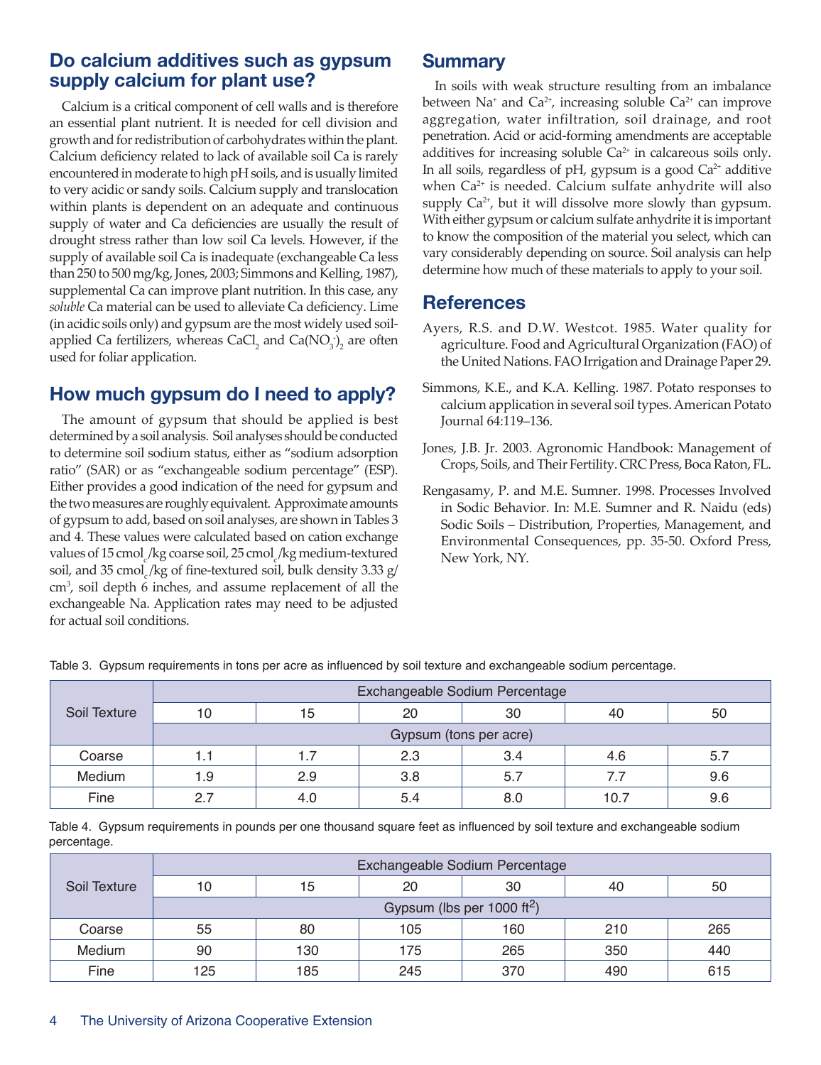## Do calcium additives such as gypsum supply calcium for plant use?

Calcium is a critical component of cell walls and is therefore an essential plant nutrient. It is needed for cell division and growth and for redistribution of carbohydrates within the plant. Calcium deficiency related to lack of available soil Ca is rarely encountered in moderate to high pH soils, and is usually limited to very acidic or sandy soils. Calcium supply and translocation within plants is dependent on an adequate and continuous supply of water and Ca deficiencies are usually the result of drought stress rather than low soil Ca levels. However, if the supply of available soil Ca is inadequate (exchangeable Ca less than 250 to 500 mg/kg, Jones, 2003; Simmons and Kelling, 1987), supplemental Ca can improve plant nutrition. In this case, any *soluble* Ca material can be used to alleviate Ca deficiency. Lime (in acidic soils only) and gypsum are the most widely used soil-applied Ca fertilizers, whereas $CaCl_2$ and $Ca(NO_3^-)_2$ are often used for foliar application.

## How much gypsum do I need to apply?

The amount of gypsum that should be applied is best determined by a soil analysis. Soil analyses should be conducted to determine soil sodium status, either as "sodium adsorption ratio" (SAR) or as "exchangeable sodium percentage" (ESP). Either provides a good indication of the need for gypsum and the two measures are roughly equivalent. Approximate amounts of gypsum to add, based on soil analyses, are shown in Tables 3 and 4. These values were calculated based on cation exchange values of 15 $cmol_c$/kg coarse soil, 25 $cmol_c$/kg medium-textured soil, and 35 $cmol_c$/kg of fine-textured soil, bulk density 3.33 g/cm$^3$, soil depth 6 inches, and assume replacement of all the exchangeable Na. Application rates may need to be adjusted for actual soil conditions.

## Summary

In soils with weak structure resulting from an imbalance between $Na^+$ and $Ca^{2+}$, increasing soluble $Ca^{2+}$ can improve aggregation, water infiltration, soil drainage, and root penetration. Acid or acid-forming amendments are acceptable additives for increasing soluble $Ca^{2+}$ in calcareous soils only. In all soils, regardless of pH, gypsum is a good $Ca^{2+}$ additive when $Ca^{2+}$ is needed. Calcium sulfate anhydrite will also supply $Ca^{2+}$, but it will dissolve more slowly than gypsum. With either gypsum or calcium sulfate anhydrite it is important to know the composition of the material you select, which can vary considerably depending on source. Soil analysis can help determine how much of these materials to apply to your soil.

## References

Ayers, R.S. and D.W. Westcot. 1985. Water quality for agriculture. Food and Agricultural Organization (FAO) of the United Nations. FAO Irrigation and Drainage Paper 29.

Simmons, K.E., and K.A. Kelling. 1987. Potato responses to calcium application in several soil types. American Potato Journal 64:119–136.

Jones, J.B. Jr. 2003. Agronomic Handbook: Management of Crops, Soils, and Their Fertility. CRC Press, Boca Raton, FL.

Rengasamy, P. and M.E. Sumner. 1998. Processes Involved in Sodic Behavior. In: M.E. Sumner and R. Naidu (eds) Sodic Soils – Distribution, Properties, Management, and Environmental Consequences, pp. 35-50. Oxford Press, New York, NY.

Table 3. Gypsum requirements in tons per acre as influenced by soil texture and exchangeable sodium percentage.

| Soil Texture | Exchangeable Sodium Percentage | | | | | |
|---|---|---|---|---|---|---|
| | 10 | 15 | 20 | 30 | 40 | 50 |
| | Gypsum (tons per acre) | | | | | |
| Coarse | 1.1 | 1.7 | 2.3 | 3.4 | 4.6 | 5.7 |
| Medium | 1.9 | 2.9 | 3.8 | 5.7 | 7.7 | 9.6 |
| Fine | 2.7 | 4.0 | 5.4 | 8.0 | 10.7 | 9.6 |

Table 4. Gypsum requirements in pounds per one thousand square feet as influenced by soil texture and exchangeable sodium percentage.

| Soil Texture | Exchangeable Sodium Percentage | | | | | |
|---|---|---|---|---|---|---|
| | 10 | 15 | 20 | 30 | 40 | 50 |
| | Gypsum (lbs per 1000 ft$^2$) | | | | | |
| Coarse | 55 | 80 | 105 | 160 | 210 | 265 |
| Medium | 90 | 130 | 175 | 265 | 350 | 440 |
| Fine | 125 | 185 | 245 | 370 | 490 | 615 |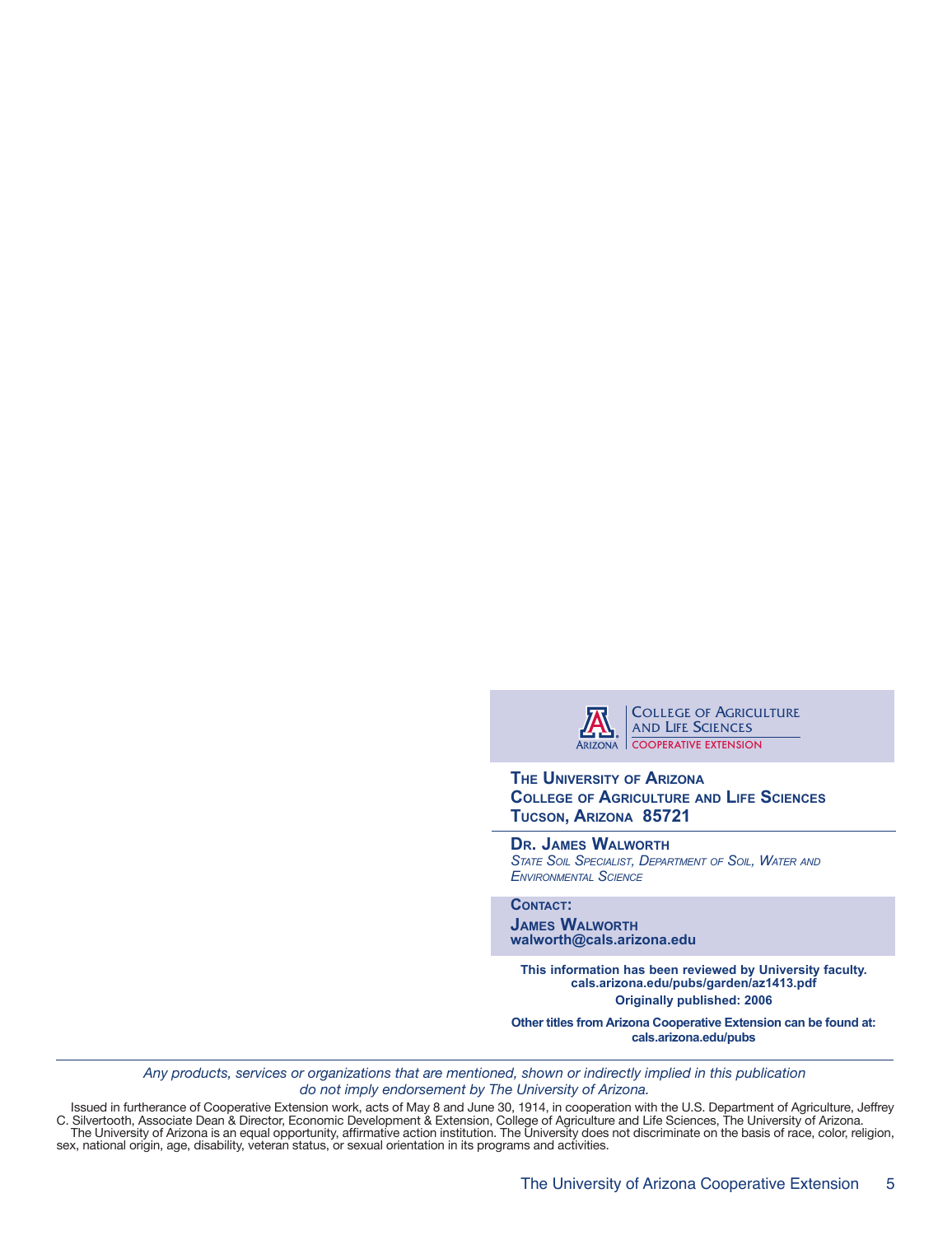College of Agriculture and Life Sciences
Cooperative Extension

**The University of Arizona**
**College of Agriculture and Life Sciences**
**Tucson, Arizona 85721**

**Dr. James Walworth**
*State Soil Specialist, Department of Soil, Water and Environmental Science*

**Contact:**
**James Walworth**
**walworth@cals.arizona.edu**

**This information has been reviewed by University faculty.**
**cals.arizona.edu/pubs/garden/az1413.pdf**
**Originally published: 2006**

**Other titles from Arizona Cooperative Extension can be found at:**
**cals.arizona.edu/pubs**

*Any products, services or organizations that are mentioned, shown or indirectly implied in this publication do not imply endorsement by The University of Arizona.*

Issued in furtherance of Cooperative Extension work, acts of May 8 and June 30, 1914, in cooperation with the U.S. Department of Agriculture, Jeffrey C. Silvertooth, Associate Dean & Director, Economic Development & Extension, College of Agriculture and Life Sciences, The University of Arizona.
The University of Arizona is an equal opportunity, affirmative action institution. The University does not discriminate on the basis of race, color, religion, sex, national origin, age, disability, veteran status, or sexual orientation in its programs and activities.